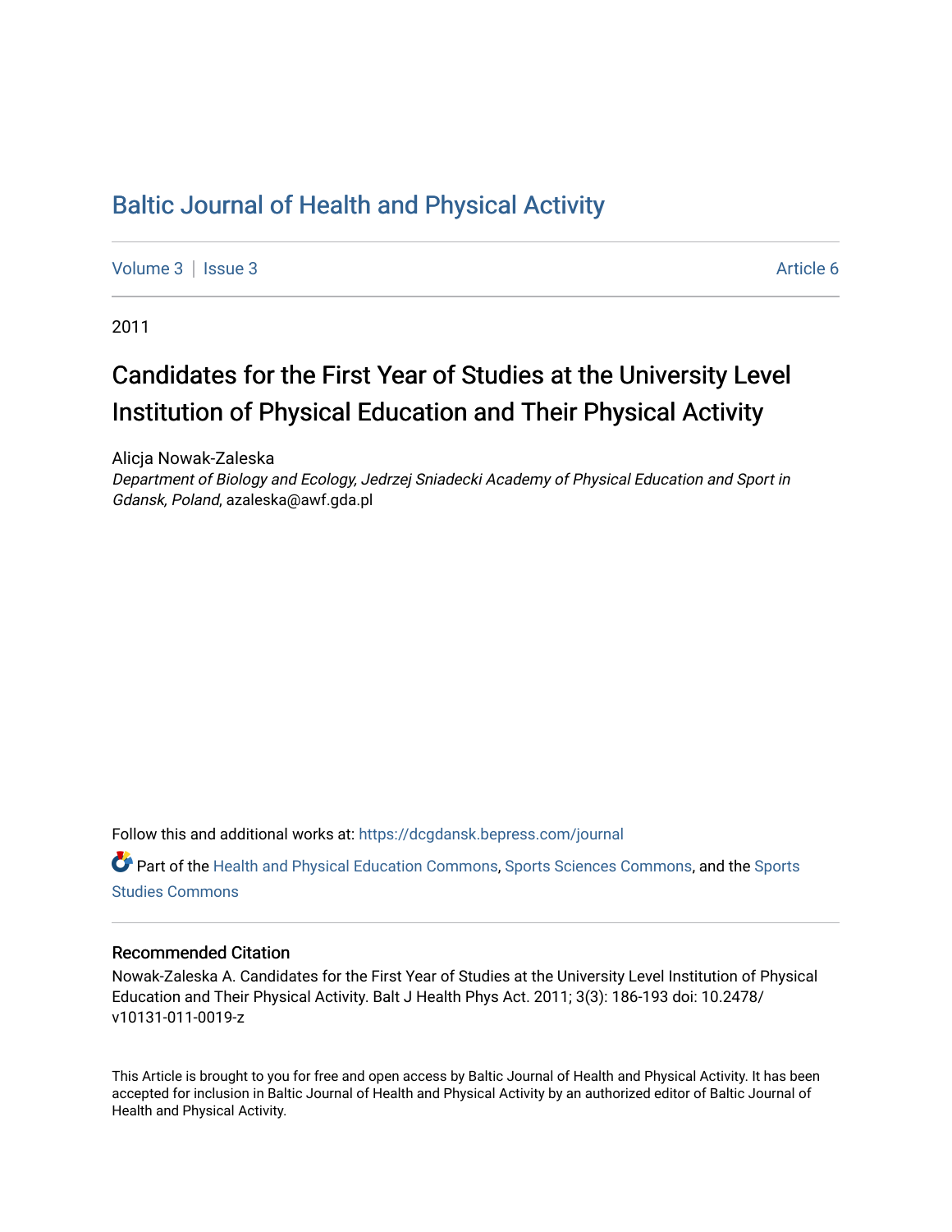# Baltic Journal of Health and Physical Activity

Volume 3 | Issue 3 Article 6

2011

## Candidates for the First Year of Studies at the University Level Institution of Physical Education and Their Physical Activity

Alicja Nowak-Zaleska
*Department of Biology and Ecology, Jedrzej Sniadecki Academy of Physical Education and Sport in Gdansk, Poland*, azaleska@awf.gda.pl

Follow this and additional works at: https://dcgdansk.bepress.com/journal

Part of the Health and Physical Education Commons, Sports Sciences Commons, and the Sports Studies Commons

### Recommended Citation

Nowak-Zaleska A. Candidates for the First Year of Studies at the University Level Institution of Physical Education and Their Physical Activity. Balt J Health Phys Act. 2011; 3(3): 186-193 doi: 10.2478/v10131-011-0019-z

This Article is brought to you for free and open access by Baltic Journal of Health and Physical Activity. It has been accepted for inclusion in Baltic Journal of Health and Physical Activity by an authorized editor of Baltic Journal of Health and Physical Activity.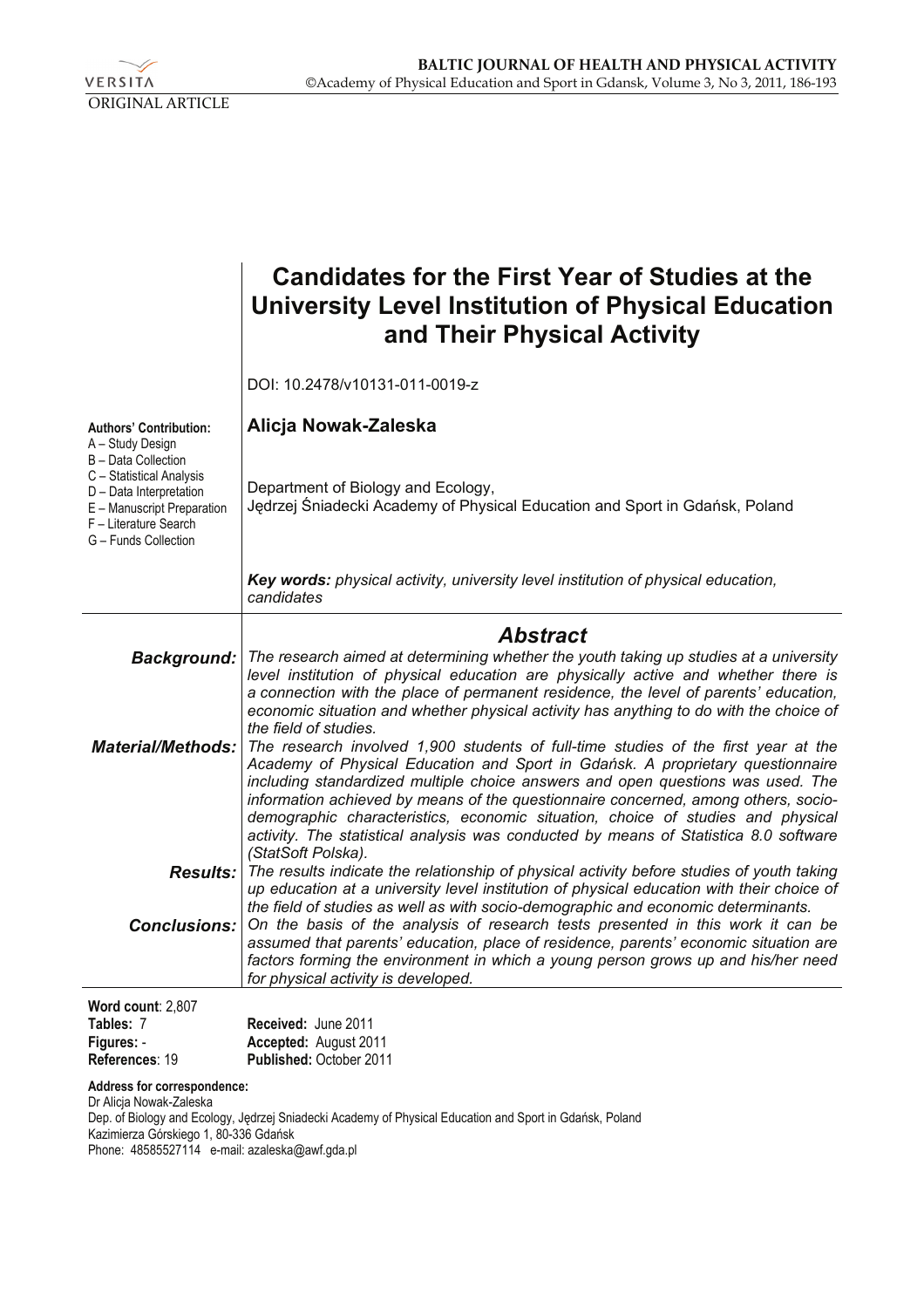ORIGINAL ARTICLE

# Candidates for the First Year of Studies at the University Level Institution of Physical Education and Their Physical Activity

DOI: 10.2478/v10131-011-0019-z

**Authors' Contribution:**
A – Study Design
B – Data Collection
C – Statistical Analysis
D – Data Interpretation
E – Manuscript Preparation
F – Literature Search
G – Funds Collection

**Alicja Nowak-Zaleska**

Department of Biology and Ecology,
Jędrzej Śniadecki Academy of Physical Education and Sport in Gdańsk, Poland

***Key words:*** *physical activity, university level institution of physical education, candidates*

## *Abstract*

***Background:*** *The research aimed at determining whether the youth taking up studies at a university level institution of physical education are physically active and whether there is a connection with the place of permanent residence, the level of parents' education, economic situation and whether physical activity has anything to do with the choice of the field of studies.*

***Material/Methods:*** *The research involved 1,900 students of full-time studies of the first year at the Academy of Physical Education and Sport in Gdańsk. A proprietary questionnaire including standardized multiple choice answers and open questions was used. The information achieved by means of the questionnaire concerned, among others, socio-demographic characteristics, economic situation, choice of studies and physical activity. The statistical analysis was conducted by means of Statistica 8.0 software (StatSoft Polska).*

***Results:*** *The results indicate the relationship of physical activity before studies of youth taking up education at a university level institution of physical education with their choice of the field of studies as well as with socio-demographic and economic determinants.*

***Conclusions:*** *On the basis of the analysis of research tests presented in this work it can be assumed that parents' education, place of residence, parents' economic situation are factors forming the environment in which a young person grows up and his/her need for physical activity is developed.*

**Word count**: 2,807
**Tables:** 7
**Figures:** -
**References**: 19

**Received:** June 2011
**Accepted:** August 2011
**Published:** October 2011

**Address for correspondence:**
Dr Alicja Nowak-Zaleska
Dep. of Biology and Ecology, Jędrzej Sniadecki Academy of Physical Education and Sport in Gdańsk, Poland
Kazimierza Górskiego 1, 80-336 Gdańsk
Phone: 48585527114 e-mail: azaleska@awf.gda.pl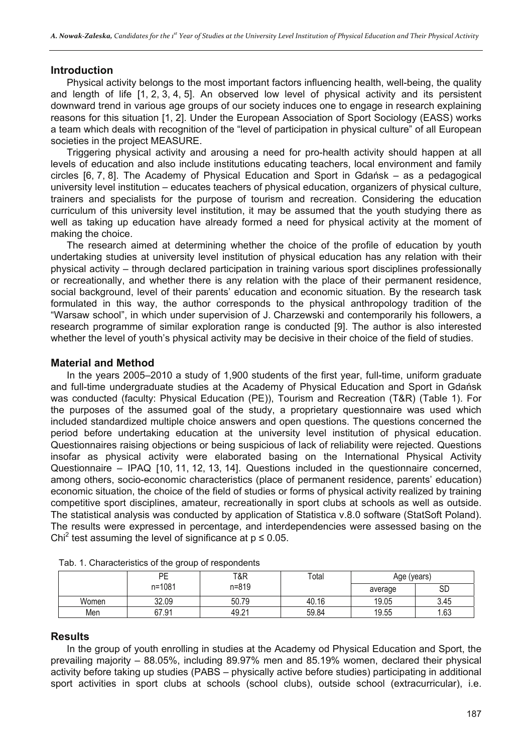## Introduction

Physical activity belongs to the most important factors influencing health, well-being, the quality and length of life [1, 2, 3, 4, 5]. An observed low level of physical activity and its persistent downward trend in various age groups of our society induces one to engage in research explaining reasons for this situation [1, 2]. Under the European Association of Sport Sociology (EASS) works a team which deals with recognition of the "level of participation in physical culture" of all European societies in the project MEASURE.

Triggering physical activity and arousing a need for pro-health activity should happen at all levels of education and also include institutions educating teachers, local environment and family circles [6, 7, 8]. The Academy of Physical Education and Sport in Gdańsk – as a pedagogical university level institution – educates teachers of physical education, organizers of physical culture, trainers and specialists for the purpose of tourism and recreation. Considering the education curriculum of this university level institution, it may be assumed that the youth studying there as well as taking up education have already formed a need for physical activity at the moment of making the choice.

The research aimed at determining whether the choice of the profile of education by youth undertaking studies at university level institution of physical education has any relation with their physical activity – through declared participation in training various sport disciplines professionally or recreationally, and whether there is any relation with the place of their permanent residence, social background, level of their parents' education and economic situation. By the research task formulated in this way, the author corresponds to the physical anthropology tradition of the "Warsaw school", in which under supervision of J. Charzewski and contemporarily his followers, a research programme of similar exploration range is conducted [9]. The author is also interested whether the level of youth's physical activity may be decisive in their choice of the field of studies.

## Material and Method

In the years 2005–2010 a study of 1,900 students of the first year, full-time, uniform graduate and full-time undergraduate studies at the Academy of Physical Education and Sport in Gdańsk was conducted (faculty: Physical Education (PE)), Tourism and Recreation (T&R) (Table 1). For the purposes of the assumed goal of the study, a proprietary questionnaire was used which included standardized multiple choice answers and open questions. The questions concerned the period before undertaking education at the university level institution of physical education. Questionnaires raising objections or being suspicious of lack of reliability were rejected. Questions insofar as physical activity were elaborated basing on the International Physical Activity Questionnaire – IPAQ [10, 11, 12, 13, 14]. Questions included in the questionnaire concerned, among others, socio-economic characteristics (place of permanent residence, parents' education) economic situation, the choice of the field of studies or forms of physical activity realized by training competitive sport disciplines, amateur, recreationally in sport clubs at schools as well as outside. The statistical analysis was conducted by application of Statistica v.8.0 software (StatSoft Poland). The results were expressed in percentage, and interdependencies were assessed basing on the $Chi^2$ test assuming the level of significance at $p \leq 0.05$.

Tab. 1. Characteristics of the group of respondents

| | PE n=1081 | T&R n=819 | Total | Age (years) | |
|---|---|---|---|---|---|
| | | | | average | SD |
| Women | 32.09 | 50.79 | 40.16 | 19.05 | 3.45 |
| Men | 67.91 | 49.21 | 59.84 | 19.55 | 1.63 |

## Results

In the group of youth enrolling in studies at the Academy od Physical Education and Sport, the prevailing majority – 88.05%, including 89.97% men and 85.19% women, declared their physical activity before taking up studies (PABS – physically active before studies) participating in additional sport activities in sport clubs at schools (school clubs), outside school (extracurricular), i.e.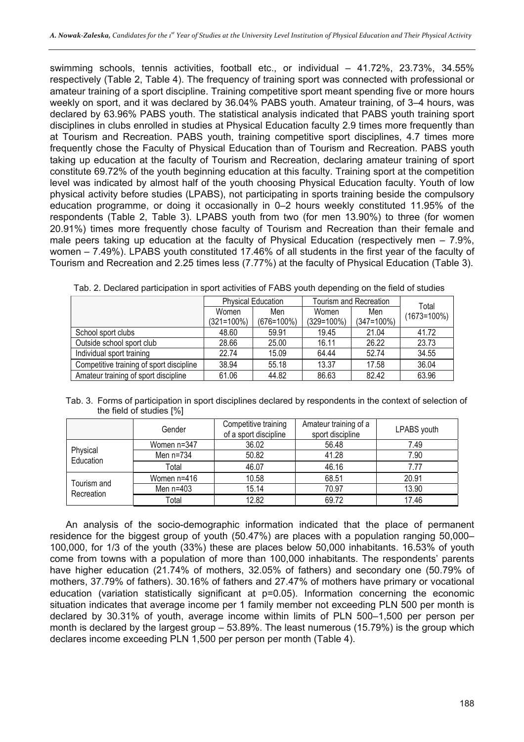swimming schools, tennis activities, football etc., or individual – 41.72%, 23.73%, 34.55% respectively (Table 2, Table 4). The frequency of training sport was connected with professional or amateur training of a sport discipline. Training competitive sport meant spending five or more hours weekly on sport, and it was declared by 36.04% PABS youth. Amateur training, of 3–4 hours, was declared by 63.96% PABS youth. The statistical analysis indicated that PABS youth training sport disciplines in clubs enrolled in studies at Physical Education faculty 2.9 times more frequently than at Tourism and Recreation. PABS youth, training competitive sport disciplines, 4.7 times more frequently chose the Faculty of Physical Education than of Tourism and Recreation. PABS youth taking up education at the faculty of Tourism and Recreation, declaring amateur training of sport constitute 69.72% of the youth beginning education at this faculty. Training sport at the competition level was indicated by almost half of the youth choosing Physical Education faculty. Youth of low physical activity before studies (LPABS), not participating in sports training beside the compulsory education programme, or doing it occasionally in 0–2 hours weekly constituted 11.95% of the respondents (Table 2, Table 3). LPABS youth from two (for men 13.90%) to three (for women 20.91%) times more frequently chose faculty of Tourism and Recreation than their female and male peers taking up education at the faculty of Physical Education (respectively men – 7.9%, women – 7.49%). LPABS youth constituted 17.46% of all students in the first year of the faculty of Tourism and Recreation and 2.25 times less (7.77%) at the faculty of Physical Education (Table 3).

Tab. 2. Declared participation in sport activities of FABS youth depending on the field of studies

| | Physical Education | | Tourism and Recreation | | Total (1673=100%) |
|---|---|---|---|---|---|
| | Women (321=100%) | Men (676=100%) | Women (329=100%) | Men (347=100%) | |
| School sport clubs | 48.60 | 59.91 | 19.45 | 21.04 | 41.72 |
| Outside school sport club | 28.66 | 25.00 | 16.11 | 26.22 | 23.73 |
| Individual sport training | 22.74 | 15.09 | 64.44 | 52.74 | 34.55 |
| Competitive training of sport discipline | 38.94 | 55.18 | 13.37 | 17.58 | 36.04 |
| Amateur training of sport discipline | 61.06 | 44.82 | 86.63 | 82.42 | 63.96 |

Tab. 3. Forms of participation in sport disciplines declared by respondents in the context of selection of the field of studies [%]

| | Gender | Competitive training of a sport discipline | Amateur training of a sport discipline | LPABS youth |
|---|---|---|---|---|
| Physical Education | Women n=347 | 36.02 | 56.48 | 7.49 |
| | Men n=734 | 50.82 | 41.28 | 7.90 |
| | Total | 46.07 | 46.16 | 7.77 |
| Tourism and Recreation | Women n=416 | 10.58 | 68.51 | 20.91 |
| | Men n=403 | 15.14 | 70.97 | 13.90 |
| | Total | 12.82 | 69.72 | 17.46 |

An analysis of the socio-demographic information indicated that the place of permanent residence for the biggest group of youth (50.47%) are places with a population ranging 50,000–100,000, for 1/3 of the youth (33%) these are places below 50,000 inhabitants. 16.53% of youth come from towns with a population of more than 100,000 inhabitants. The respondents' parents have higher education (21.74% of mothers, 32.05% of fathers) and secondary one (50.79% of mothers, 37.79% of fathers). 30.16% of fathers and 27.47% of mothers have primary or vocational education (variation statistically significant at $p=0.05$). Information concerning the economic situation indicates that average income per 1 family member not exceeding PLN 500 per month is declared by 30.31% of youth, average income within limits of PLN 500–1,500 per person per month is declared by the largest group – 53.89%. The least numerous (15.79%) is the group which declares income exceeding PLN 1,500 per person per month (Table 4).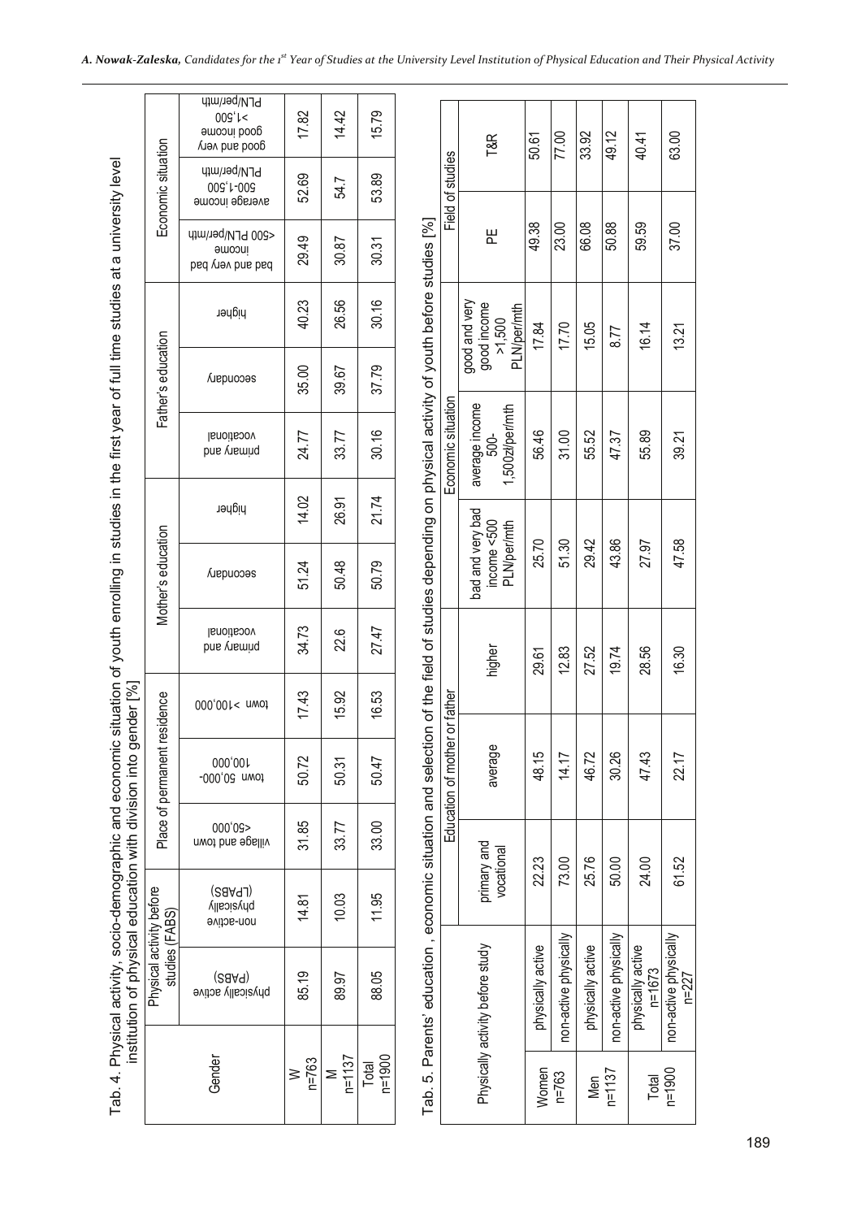Tab. 4. Physical activity, socio-demographic and economic situation of youth enrolling in studies in the first year of full time studies at a university level institution of physical education with division into gender [%]

| Gender | Physical activity before studies (FABS) | | Place of permanent residence | | | Mother's education | | | Father's education | | | Economic situation | | |
|---|---|---|---|---|---|---|---|---|---|---|---|---|---|---|
| | physically active (PABS) | non-active physically (LPABS) | village and town <50,000 | town 50,000-100,000 | town >100,000 | primary and vocational | secondary | higher | primary and vocational | secondary | higher | bad and very bad income <500 PLN/per/mth | average income 500-1,500 PLN/per/mth | good and very good income >1,500 PLN/per/mth |
| W n=763 | 85.19 | 14.81 | 31.85 | 50.72 | 17.43 | 34.73 | 51.24 | 14.02 | 24.77 | 35.00 | 40.23 | 29.49 | 52.69 | 17.82 |
| M n=1137 | 89.97 | 10.03 | 33.77 | 50.31 | 15.92 | 22.6 | 50.48 | 26.91 | 33.77 | 39.67 | 26.56 | 30.87 | 54.7 | 14.42 |
| Total n=1900 | 88.05 | 11.95 | 33.00 | 50.47 | 16.53 | 27.47 | 50.79 | 21.74 | 30.16 | 37.79 | 30.16 | 30.31 | 53.89 | 15.79 |

Tab. 5. Parents' education , economic situation and selection of the field of studies depending on physical activity of youth before studies [%]

| Physically activity before study | | Education of mother or father | | | Economic situation | | | Field of studies | |
|---|---|---|---|---|---|---|---|---|---|
| | | primary and vocational | average | higher | bad and very bad income <500 PLN/per/mth | average income 500-1,500zł/per/mth | good and very good income >1,500 PLN/per/mth | PE | T&R |
| Women n=763 | physically active | 22.23 | 48.15 | 29.61 | 25.70 | 56.46 | 17.84 | 49.38 | 50.61 |
| | non-active physically | 73.00 | 14.17 | 12.83 | 51.30 | 31.00 | 17.70 | 23.00 | 77.00 |
| Men n=1137 | physically active | 25.76 | 46.72 | 27.52 | 29.42 | 55.52 | 15.05 | 66.08 | 33.92 |
| | non-active physically | 50.00 | 30.26 | 19.74 | 43.86 | 47.37 | 8.77 | 50.88 | 49.12 |
| Total n=1900 | physically active n=1673 | 24.00 | 47.43 | 28.56 | 27.97 | 55.89 | 16.14 | 59.59 | 40.41 |
| | non-active physically n=227 | 61.52 | 22.17 | 16.30 | 47.58 | 39.21 | 13.21 | 37.00 | 63.00 |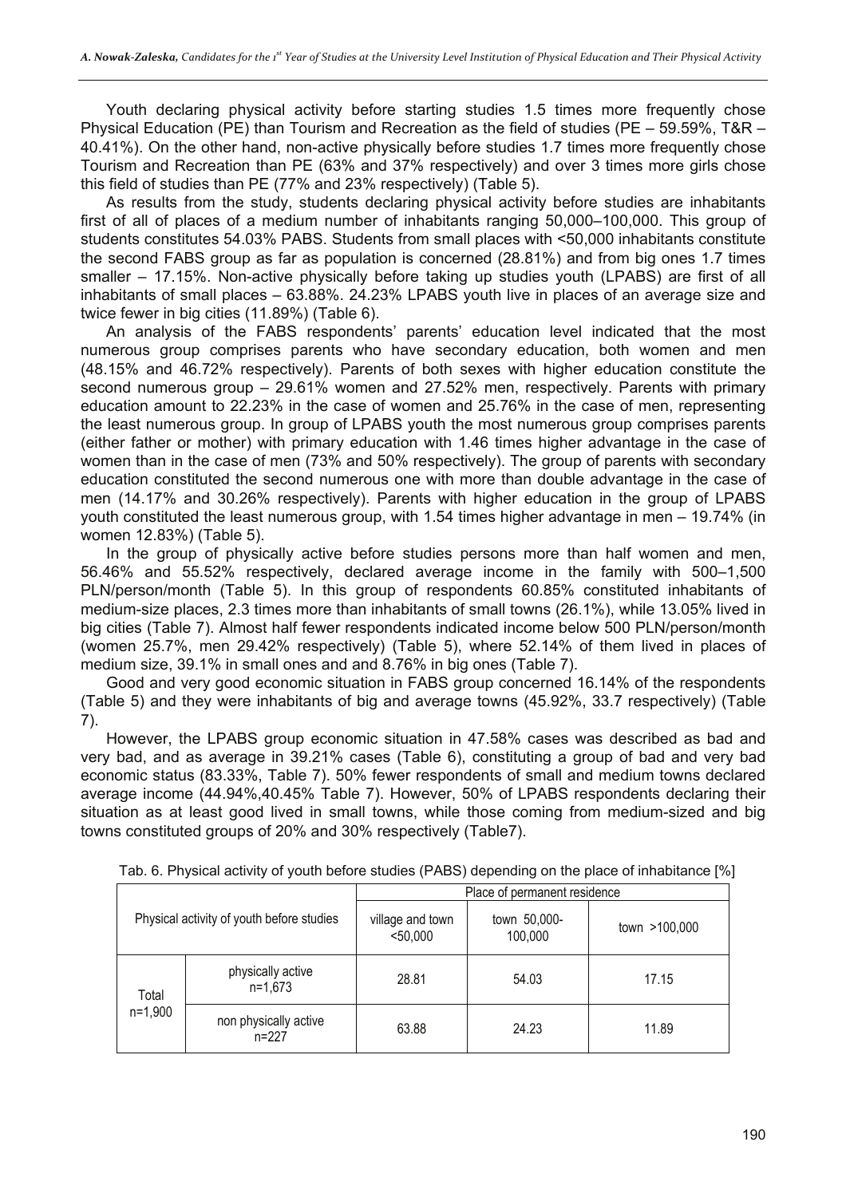Youth declaring physical activity before starting studies 1.5 times more frequently chose Physical Education (PE) than Tourism and Recreation as the field of studies (PE – 59.59%, T&R – 40.41%). On the other hand, non-active physically before studies 1.7 times more frequently chose Tourism and Recreation than PE (63% and 37% respectively) and over 3 times more girls chose this field of studies than PE (77% and 23% respectively) (Table 5).

As results from the study, students declaring physical activity before studies are inhabitants first of all of places of a medium number of inhabitants ranging 50,000–100,000. This group of students constitutes 54.03% PABS. Students from small places with <50,000 inhabitants constitute the second FABS group as far as population is concerned (28.81%) and from big ones 1.7 times smaller – 17.15%. Non-active physically before taking up studies youth (LPABS) are first of all inhabitants of small places – 63.88%. 24.23% LPABS youth live in places of an average size and twice fewer in big cities (11.89%) (Table 6).

An analysis of the FABS respondents' parents' education level indicated that the most numerous group comprises parents who have secondary education, both women and men (48.15% and 46.72% respectively). Parents of both sexes with higher education constitute the second numerous group – 29.61% women and 27.52% men, respectively. Parents with primary education amount to 22.23% in the case of women and 25.76% in the case of men, representing the least numerous group. In group of LPABS youth the most numerous group comprises parents (either father or mother) with primary education with 1.46 times higher advantage in the case of women than in the case of men (73% and 50% respectively). The group of parents with secondary education constituted the second numerous one with more than double advantage in the case of men (14.17% and 30.26% respectively). Parents with higher education in the group of LPABS youth constituted the least numerous group, with 1.54 times higher advantage in men – 19.74% (in women 12.83%) (Table 5).

In the group of physically active before studies persons more than half women and men, 56.46% and 55.52% respectively, declared average income in the family with 500–1,500 PLN/person/month (Table 5). In this group of respondents 60.85% constituted inhabitants of medium-size places, 2.3 times more than inhabitants of small towns (26.1%), while 13.05% lived in big cities (Table 7). Almost half fewer respondents indicated income below 500 PLN/person/month (women 25.7%, men 29.42% respectively) (Table 5), where 52.14% of them lived in places of medium size, 39.1% in small ones and and 8.76% in big ones (Table 7).

Good and very good economic situation in FABS group concerned 16.14% of the respondents (Table 5) and they were inhabitants of big and average towns (45.92%, 33.7 respectively) (Table 7).

However, the LPABS group economic situation in 47.58% cases was described as bad and very bad, and as average in 39.21% cases (Table 6), constituting a group of bad and very bad economic status (83.33%, Table 7). 50% fewer respondents of small and medium towns declared average income (44.94%,40.45% Table 7). However, 50% of LPABS respondents declaring their situation as at least good lived in small towns, while those coming from medium-sized and big towns constituted groups of 20% and 30% respectively (Table7).

Tab. 6. Physical activity of youth before studies (PABS) depending on the place of inhabitance [%]

| Physical activity of youth before studies | | Place of permanent residence | | |
|---|---|---|---|---|
| | | village and town <50,000 | town 50,000-100,000 | town >100,000 |
| Total n=1,900 | physically active n=1,673 | 28.81 | 54.03 | 17.15 |
| | non physically active n=227 | 63.88 | 24.23 | 11.89 |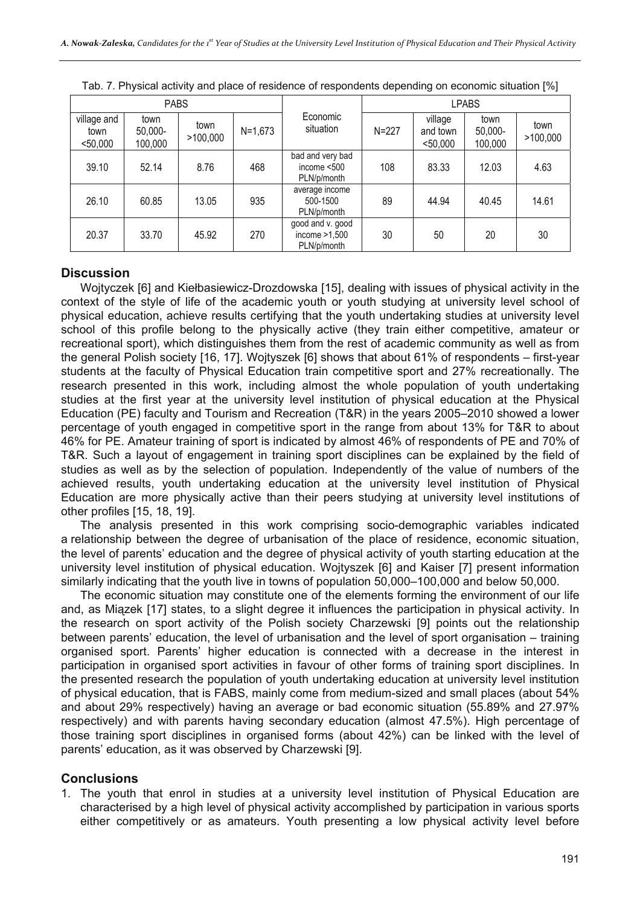Tab. 7. Physical activity and place of residence of respondents depending on economic situation [%]

| PABS | | | | Economic situation | LPABS | | | |
|---|---|---|---|---|---|---|---|---|
| village and town <50,000 | town 50,000-100,000 | town >100,000 | N=1,673 | | N=227 | village and town <50,000 | town 50,000-100,000 | town >100,000 |
| 39.10 | 52.14 | 8.76 | 468 | bad and very bad income <500 PLN/p/month | 108 | 83.33 | 12.03 | 4.63 |
| 26.10 | 60.85 | 13.05 | 935 | average income 500-1500 PLN/p/month | 89 | 44.94 | 40.45 | 14.61 |
| 20.37 | 33.70 | 45.92 | 270 | good and v. good income >1,500 PLN/p/month | 30 | 50 | 20 | 30 |

## Discussion

Wojtyczek [6] and Kiełbasiewicz-Drozdowska [15], dealing with issues of physical activity in the context of the style of life of the academic youth or youth studying at university level school of physical education, achieve results certifying that the youth undertaking studies at university level school of this profile belong to the physically active (they train either competitive, amateur or recreational sport), which distinguishes them from the rest of academic community as well as from the general Polish society [16, 17]. Wojtyszek [6] shows that about 61% of respondents – first-year students at the faculty of Physical Education train competitive sport and 27% recreationally. The research presented in this work, including almost the whole population of youth undertaking studies at the first year at the university level institution of physical education at the Physical Education (PE) faculty and Tourism and Recreation (T&R) in the years 2005–2010 showed a lower percentage of youth engaged in competitive sport in the range from about 13% for T&R to about 46% for PE. Amateur training of sport is indicated by almost 46% of respondents of PE and 70% of T&R. Such a layout of engagement in training sport disciplines can be explained by the field of studies as well as by the selection of population. Independently of the value of numbers of the achieved results, youth undertaking education at the university level institution of Physical Education are more physically active than their peers studying at university level institutions of other profiles [15, 18, 19].

The analysis presented in this work comprising socio-demographic variables indicated a relationship between the degree of urbanisation of the place of residence, economic situation, the level of parents' education and the degree of physical activity of youth starting education at the university level institution of physical education. Wojtyszek [6] and Kaiser [7] present information similarly indicating that the youth live in towns of population 50,000–100,000 and below 50,000.

The economic situation may constitute one of the elements forming the environment of our life and, as Miązek [17] states, to a slight degree it influences the participation in physical activity. In the research on sport activity of the Polish society Charzewski [9] points out the relationship between parents' education, the level of urbanisation and the level of sport organisation – training organised sport. Parents' higher education is connected with a decrease in the interest in participation in organised sport activities in favour of other forms of training sport disciplines. In the presented research the population of youth undertaking education at university level institution of physical education, that is FABS, mainly come from medium-sized and small places (about 54% and about 29% respectively) having an average or bad economic situation (55.89% and 27.97% respectively) and with parents having secondary education (almost 47.5%). High percentage of those training sport disciplines in organised forms (about 42%) can be linked with the level of parents' education, as it was observed by Charzewski [9].

## Conclusions

1. The youth that enrol in studies at a university level institution of Physical Education are characterised by a high level of physical activity accomplished by participation in various sports either competitively or as amateurs. Youth presenting a low physical activity level before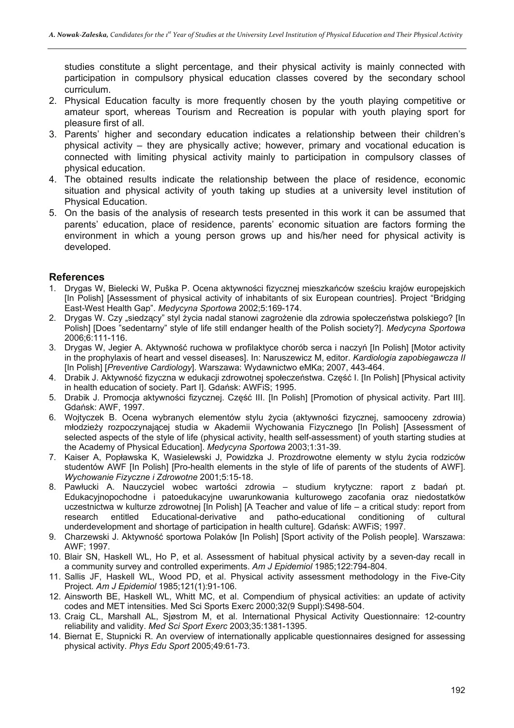studies constitute a slight percentage, and their physical activity is mainly connected with participation in compulsory physical education classes covered by the secondary school curriculum.

2. Physical Education faculty is more frequently chosen by the youth playing competitive or amateur sport, whereas Tourism and Recreation is popular with youth playing sport for pleasure first of all.
3. Parents' higher and secondary education indicates a relationship between their children's physical activity – they are physically active; however, primary and vocational education is connected with limiting physical activity mainly to participation in compulsory classes of physical education.
4. The obtained results indicate the relationship between the place of residence, economic situation and physical activity of youth taking up studies at a university level institution of Physical Education.
5. On the basis of the analysis of research tests presented in this work it can be assumed that parents' education, place of residence, parents' economic situation are factors forming the environment in which a young person grows up and his/her need for physical activity is developed.

## References

1. Drygas W, Bielecki W, Puška P. Ocena aktywności fizycznej mieszkańców sześciu krajów europejskich [In Polish] [Assessment of physical activity of inhabitants of six European countries]. Project "Bridging East-West Health Gap". *Medycyna Sportowa* 2002;5:169-174.
2. Drygas W. Czy „siedzący" styl życia nadal stanowi zagrożenie dla zdrowia społeczeństwa polskiego? [In Polish] [Does "sedentarny" style of life still endanger health of the Polish society?]. *Medycyna Sportowa* 2006;6:111-116.
3. Drygas W, Jegier A. Aktywność ruchowa w profilaktyce chorób serca i naczyń [In Polish] [Motor activity in the prophylaxis of heart and vessel diseases]. In: Naruszewicz M, editor. *Kardiologia zapobiegawcza II* [In Polish] [*Preventive Cardiology*]. Warszawa: Wydawnictwo eMKa; 2007, 443-464.
4. Drabik J. Aktywność fizyczna w edukacji zdrowotnej społeczeństwa. Część I. [In Polish] [Physical activity in health education of society. Part I]. Gdańsk: AWFiS; 1995.
5. Drabik J. Promocja aktywności fizycznej. Część III. [In Polish] [Promotion of physical activity. Part III]. Gdańsk: AWF, 1997.
6. Wojtyczek B. Ocena wybranych elementów stylu życia (aktywności fizycznej, samooceny zdrowia) młodzieży rozpoczynającej studia w Akademii Wychowania Fizycznego [In Polish] [Assessment of selected aspects of the style of life (physical activity, health self-assessment) of youth starting studies at the Academy of Physical Education]. *Medycyna Sportowa* 2003;1:31-39.
7. Kaiser A, Popławska K, Wasielewski J, Powidzka J. Prozdrowotne elementy w stylu życia rodziców studentów AWF [In Polish] [Pro-health elements in the style of life of parents of the students of AWF]. *Wychowanie Fizyczne i Zdrowotne* 2001;5:15-18.
8. Pawłucki A. Nauczyciel wobec wartości zdrowia – studium krytyczne: raport z badań pt. Edukacyjnopochodne i patoedukacyjne uwarunkowania kulturowego zacofania oraz niedostatków uczestnictwa w kulturze zdrowotnej [In Polish] [A Teacher and value of life – a critical study: report from research entitled Educational-derivative and patho-educational conditioning of cultural underdevelopment and shortage of participation in health culture]. Gdańsk: AWFiS; 1997.
9. Charzewski J. Aktywność sportowa Polaków [In Polish] [Sport activity of the Polish people]. Warszawa: AWF; 1997.
10. Blair SN, Haskell WL, Ho P, et al. Assessment of habitual physical activity by a seven-day recall in a community survey and controlled experiments. *Am J Epidemiol* 1985;122:794-804.
11. Sallis JF, Haskell WL, Wood PD, et al. Physical activity assessment methodology in the Five-City Project. *Am J Epidemiol* 1985;121(1):91-106.
12. Ainsworth BE, Haskell WL, Whitt MC, et al. Compendium of physical activities: an update of activity codes and MET intensities. Med Sci Sports Exerc 2000;32(9 Suppl):S498-504.
13. Craig CL, Marshall AL, Sjøstrom M, et al. International Physical Activity Questionnaire: 12-country reliability and validity. *Med Sci Sport Exerc* 2003;35:1381-1395.
14. Biernat E, Stupnicki R. An overview of internationally applicable questionnaires designed for assessing physical activity. *Phys Edu Sport* 2005;49:61-73.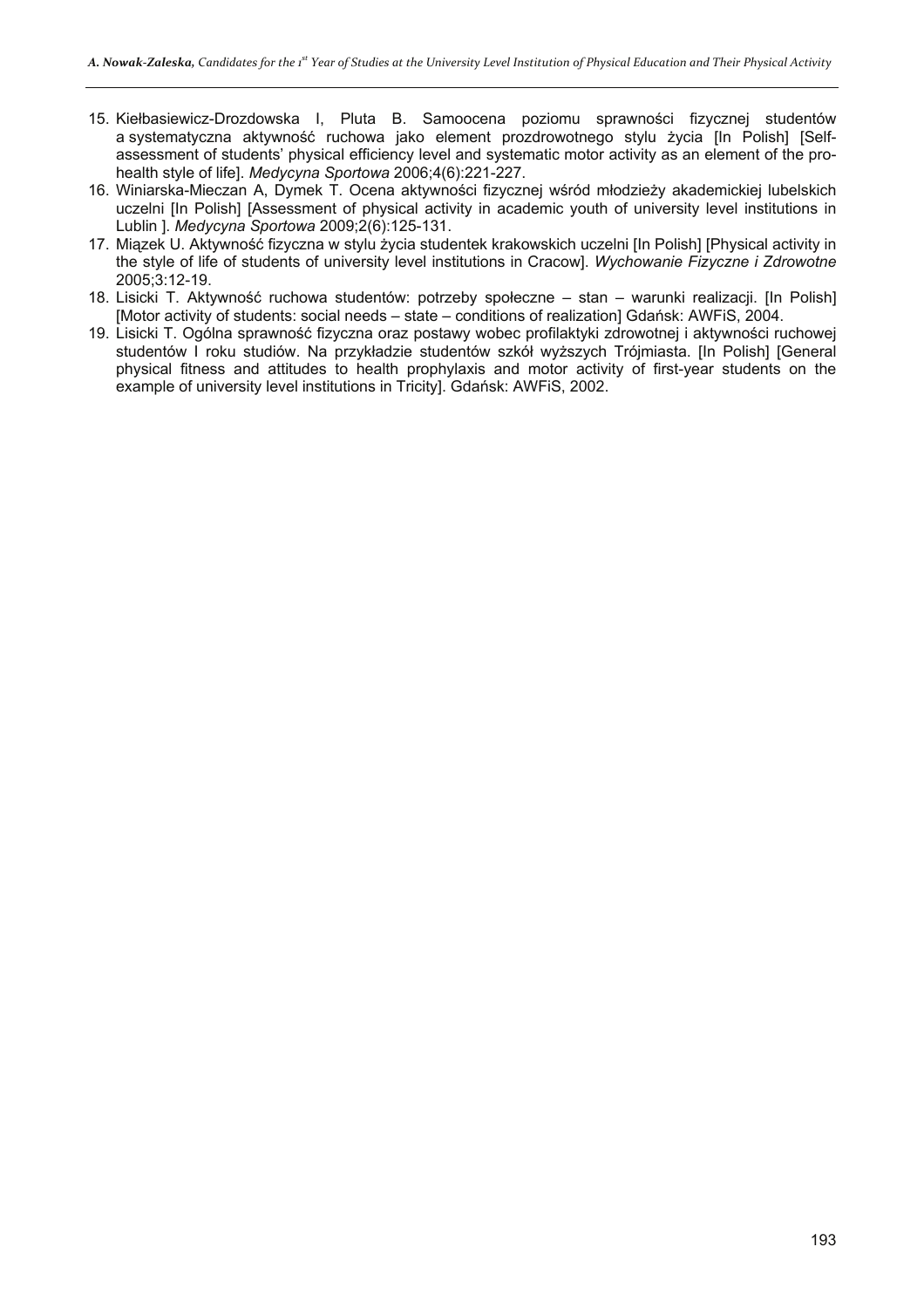15. Kiełbasiewicz-Drozdowska I, Pluta B. Samoocena poziomu sprawności fizycznej studentów a systematyczna aktywność ruchowa jako element prozdrowotnego stylu życia [In Polish] [Self-assessment of students' physical efficiency level and systematic motor activity as an element of the pro-health style of life]. *Medycyna Sportowa* 2006;4(6):221-227.
16. Winiarska-Mieczan A, Dymek T. Ocena aktywności fizycznej wśród młodzieży akademickiej lubelskich uczelni [In Polish] [Assessment of physical activity in academic youth of university level institutions in Lublin ]. *Medycyna Sportowa* 2009;2(6):125-131.
17. Miązek U. Aktywność fizyczna w stylu życia studentek krakowskich uczelni [In Polish] [Physical activity in the style of life of students of university level institutions in Cracow]. *Wychowanie Fizyczne i Zdrowotne* 2005;3:12-19.
18. Lisicki T. Aktywność ruchowa studentów: potrzeby społeczne – stan – warunki realizacji. [In Polish] [Motor activity of students: social needs – state – conditions of realization] Gdańsk: AWFiS, 2004.
19. Lisicki T. Ogólna sprawność fizyczna oraz postawy wobec profilaktyki zdrowotnej i aktywności ruchowej studentów I roku studiów. Na przykładzie studentów szkół wyższych Trójmiasta. [In Polish] [General physical fitness and attitudes to health prophylaxis and motor activity of first-year students on the example of university level institutions in Tricity]. Gdańsk: AWFiS, 2002.